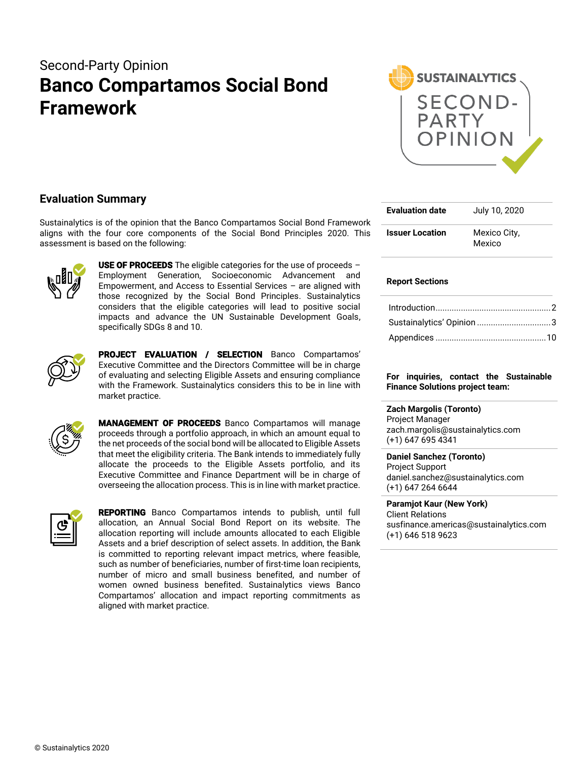Second-Party Opinion

# Banco Compartamos Social Bond Framework

## Evaluation Summary

Sustainalytics is of the opinion that the Banco Compartamos Social Bond Framework aligns with the four core components of the Social Bond Principles 2020. This assessment is based on the following:

**USE OF PROCEEDS** The eligible categories for the use of proceeds – Employment Generation, Socioeconomic Advancement and Empowerment, and Access to Essential Services – are aligned with those recognized by the Social Bond Principles. Sustainalytics considers that the eligible categories will lead to positive social impacts and advance the UN Sustainable Development Goals, specifically SDGs 8 and 10.

**PROJECT EVALUATION / SELECTION** Banco Compartamos' Executive Committee and the Directors Committee will be in charge of evaluating and selecting Eligible Assets and ensuring compliance with the Framework. Sustainalytics considers this to be in line with market practice.

**MANAGEMENT OF PROCEEDS** Banco Compartamos will manage proceeds through a portfolio approach, in which an amount equal to the net proceeds of the social bond will be allocated to Eligible Assets that meet the eligibility criteria. The Bank intends to immediately fully allocate the proceeds to the Eligible Assets portfolio, and its Executive Committee and Finance Department will be in charge of overseeing the allocation process. This is in line with market practice.

**REPORTING** Banco Compartamos intends to publish, until full allocation, an Annual Social Bond Report on its website. The allocation reporting will include amounts allocated to each Eligible Assets and a brief description of select assets. In addition, the Bank is committed to reporting relevant impact metrics, where feasible, such as number of beneficiaries, number of first-time loan recipients, number of micro and small business benefited, and number of women owned business benefited. Sustainalytics views Banco Compartamos' allocation and impact reporting commitments as aligned with market practice.

| | |
|---|---|
| **Evaluation date** | July 10, 2020 |
| **Issuer Location** | Mexico City, Mexico |

**Report Sections**

- Introduction .......... 2
- Sustainalytics' Opinion .......... 3
- Appendices .......... 10

**For inquiries, contact the Sustainable Finance Solutions project team:**

**Zach Margolis (Toronto)**
Project Manager
zach.margolis@sustainalytics.com
(+1) 647 695 4341

**Daniel Sanchez (Toronto)**
Project Support
daniel.sanchez@sustainalytics.com
(+1) 647 264 6644

**Paramjot Kaur (New York)**
Client Relations
susfinance.americas@sustainalytics.com
(+1) 646 518 9623

© Sustainalytics 2020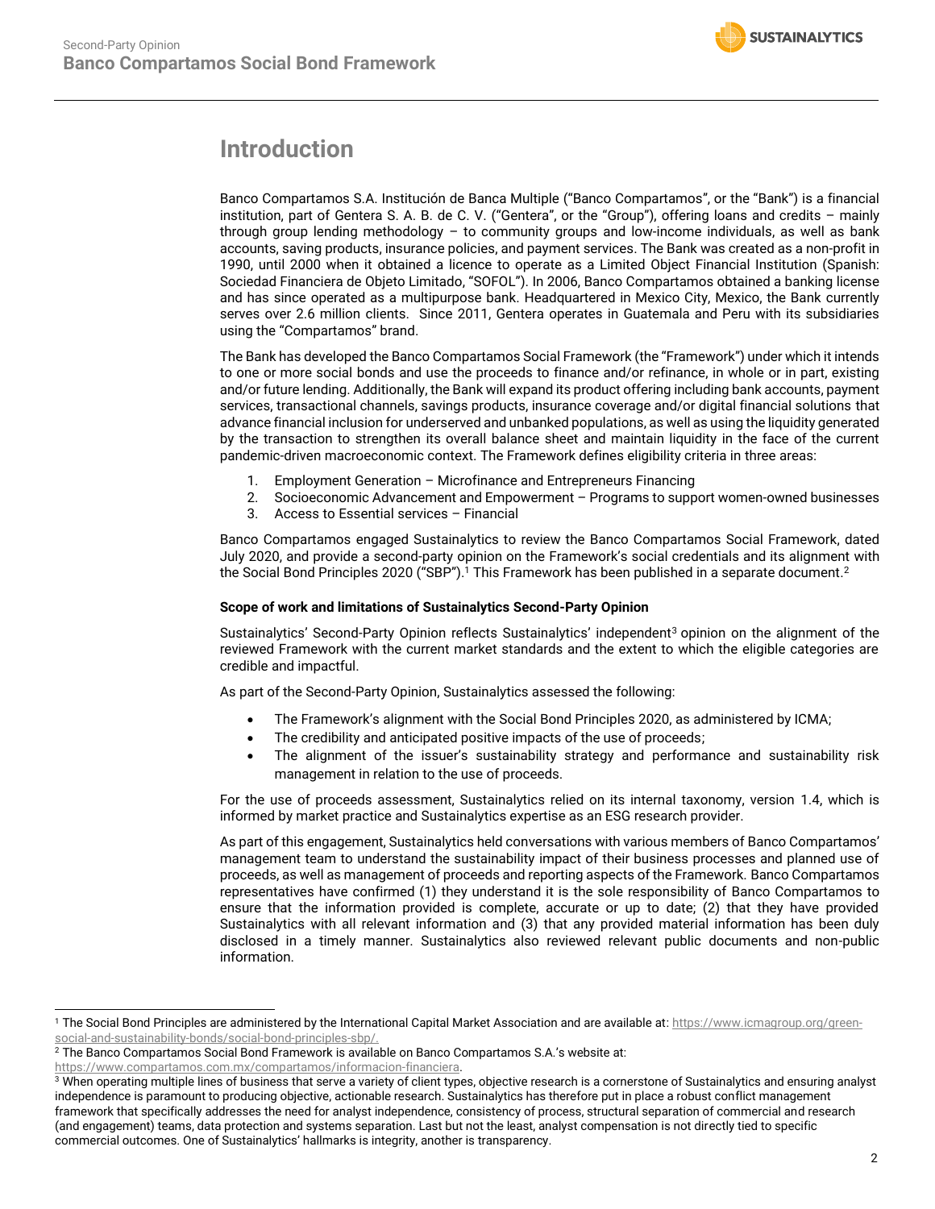# Introduction

Banco Compartamos S.A. Institución de Banca Multiple ("Banco Compartamos", or the "Bank") is a financial institution, part of Gentera S. A. B. de C. V. ("Gentera", or the "Group"), offering loans and credits – mainly through group lending methodology – to community groups and low-income individuals, as well as bank accounts, saving products, insurance policies, and payment services. The Bank was created as a non-profit in 1990, until 2000 when it obtained a licence to operate as a Limited Object Financial Institution (Spanish: Sociedad Financiera de Objeto Limitado, "SOFOL"). In 2006, Banco Compartamos obtained a banking license and has since operated as a multipurpose bank. Headquartered in Mexico City, Mexico, the Bank currently serves over 2.6 million clients. Since 2011, Gentera operates in Guatemala and Peru with its subsidiaries using the "Compartamos" brand.

The Bank has developed the Banco Compartamos Social Framework (the "Framework") under which it intends to one or more social bonds and use the proceeds to finance and/or refinance, in whole or in part, existing and/or future lending. Additionally, the Bank will expand its product offering including bank accounts, payment services, transactional channels, savings products, insurance coverage and/or digital financial solutions that advance financial inclusion for underserved and unbanked populations, as well as using the liquidity generated by the transaction to strengthen its overall balance sheet and maintain liquidity in the face of the current pandemic-driven macroeconomic context. The Framework defines eligibility criteria in three areas:

1. Employment Generation – Microfinance and Entrepreneurs Financing
2. Socioeconomic Advancement and Empowerment – Programs to support women-owned businesses
3. Access to Essential services – Financial

Banco Compartamos engaged Sustainalytics to review the Banco Compartamos Social Framework, dated July 2020, and provide a second-party opinion on the Framework's social credentials and its alignment with the Social Bond Principles 2020 ("SBP").[1] This Framework has been published in a separate document.[2]

**Scope of work and limitations of Sustainalytics Second-Party Opinion**

Sustainalytics' Second-Party Opinion reflects Sustainalytics' independent[3] opinion on the alignment of the reviewed Framework with the current market standards and the extent to which the eligible categories are credible and impactful.

As part of the Second-Party Opinion, Sustainalytics assessed the following:

- The Framework's alignment with the Social Bond Principles 2020, as administered by ICMA;
- The credibility and anticipated positive impacts of the use of proceeds;
- The alignment of the issuer's sustainability strategy and performance and sustainability risk management in relation to the use of proceeds.

For the use of proceeds assessment, Sustainalytics relied on its internal taxonomy, version 1.4, which is informed by market practice and Sustainalytics expertise as an ESG research provider.

As part of this engagement, Sustainalytics held conversations with various members of Banco Compartamos' management team to understand the sustainability impact of their business processes and planned use of proceeds, as well as management of proceeds and reporting aspects of the Framework. Banco Compartamos representatives have confirmed (1) they understand it is the sole responsibility of Banco Compartamos to ensure that the information provided is complete, accurate or up to date; (2) that they have provided Sustainalytics with all relevant information and (3) that any provided material information has been duly disclosed in a timely manner. Sustainalytics also reviewed relevant public documents and non-public information.

---

[1] The Social Bond Principles are administered by the International Capital Market Association and are available at: https://www.icmagroup.org/green-social-and-sustainability-bonds/social-bond-principles-sbp/.

[2] The Banco Compartamos Social Bond Framework is available on Banco Compartamos S.A.'s website at: https://www.compartamos.com.mx/compartamos/informacion-financiera.

[3] When operating multiple lines of business that serve a variety of client types, objective research is a cornerstone of Sustainalytics and ensuring analyst independence is paramount to producing objective, actionable research. Sustainalytics has therefore put in place a robust conflict management framework that specifically addresses the need for analyst independence, consistency of process, structural separation of commercial and research (and engagement) teams, data protection and systems separation. Last but not the least, analyst compensation is not directly tied to specific commercial outcomes. One of Sustainalytics' hallmarks is integrity, another is transparency.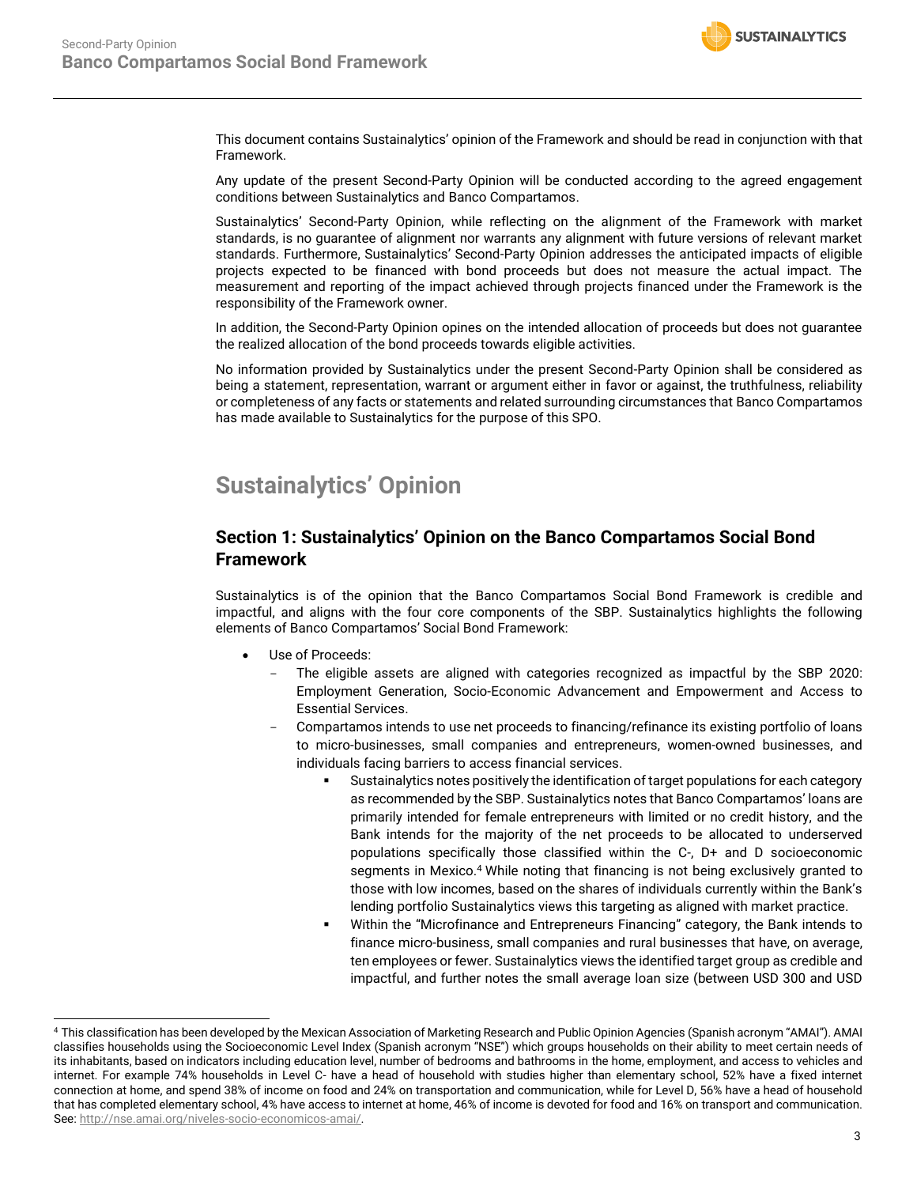This document contains Sustainalytics' opinion of the Framework and should be read in conjunction with that Framework.

Any update of the present Second-Party Opinion will be conducted according to the agreed engagement conditions between Sustainalytics and Banco Compartamos.

Sustainalytics' Second-Party Opinion, while reflecting on the alignment of the Framework with market standards, is no guarantee of alignment nor warrants any alignment with future versions of relevant market standards. Furthermore, Sustainalytics' Second-Party Opinion addresses the anticipated impacts of eligible projects expected to be financed with bond proceeds but does not measure the actual impact. The measurement and reporting of the impact achieved through projects financed under the Framework is the responsibility of the Framework owner.

In addition, the Second-Party Opinion opines on the intended allocation of proceeds but does not guarantee the realized allocation of the bond proceeds towards eligible activities.

No information provided by Sustainalytics under the present Second-Party Opinion shall be considered as being a statement, representation, warrant or argument either in favor or against, the truthfulness, reliability or completeness of any facts or statements and related surrounding circumstances that Banco Compartamos has made available to Sustainalytics for the purpose of this SPO.

# Sustainalytics' Opinion

## Section 1: Sustainalytics' Opinion on the Banco Compartamos Social Bond Framework

Sustainalytics is of the opinion that the Banco Compartamos Social Bond Framework is credible and impactful, and aligns with the four core components of the SBP. Sustainalytics highlights the following elements of Banco Compartamos' Social Bond Framework:

- Use of Proceeds:
  - The eligible assets are aligned with categories recognized as impactful by the SBP 2020: Employment Generation, Socio-Economic Advancement and Empowerment and Access to Essential Services.
  - Compartamos intends to use net proceeds to financing/refinance its existing portfolio of loans to micro-businesses, small companies and entrepreneurs, women-owned businesses, and individuals facing barriers to access financial services.
    - Sustainalytics notes positively the identification of target populations for each category as recommended by the SBP. Sustainalytics notes that Banco Compartamos' loans are primarily intended for female entrepreneurs with limited or no credit history, and the Bank intends for the majority of the net proceeds to be allocated to underserved populations specifically those classified within the C-, D+ and D socioeconomic segments in Mexico.[4] While noting that financing is not being exclusively granted to those with low incomes, based on the shares of individuals currently within the Bank's lending portfolio Sustainalytics views this targeting as aligned with market practice.
    - Within the "Microfinance and Entrepreneurs Financing" category, the Bank intends to finance micro-business, small companies and rural businesses that have, on average, ten employees or fewer. Sustainalytics views the identified target group as credible and impactful, and further notes the small average loan size (between USD 300 and USD

---

[4] This classification has been developed by the Mexican Association of Marketing Research and Public Opinion Agencies (Spanish acronym "AMAI"). AMAI classifies households using the Socioeconomic Level Index (Spanish acronym "NSE") which groups households on their ability to meet certain needs of its inhabitants, based on indicators including education level, number of bedrooms and bathrooms in the home, employment, and access to vehicles and internet. For example 74% households in Level C- have a head of household with studies higher than elementary school, 52% have a fixed internet connection at home, and spend 38% of income on food and 24% on transportation and communication, while for Level D, 56% have a head of household that has completed elementary school, 4% have access to internet at home, 46% of income is devoted for food and 16% on transport and communication. See: http://nse.amai.org/niveles-socio-economicos-amai/.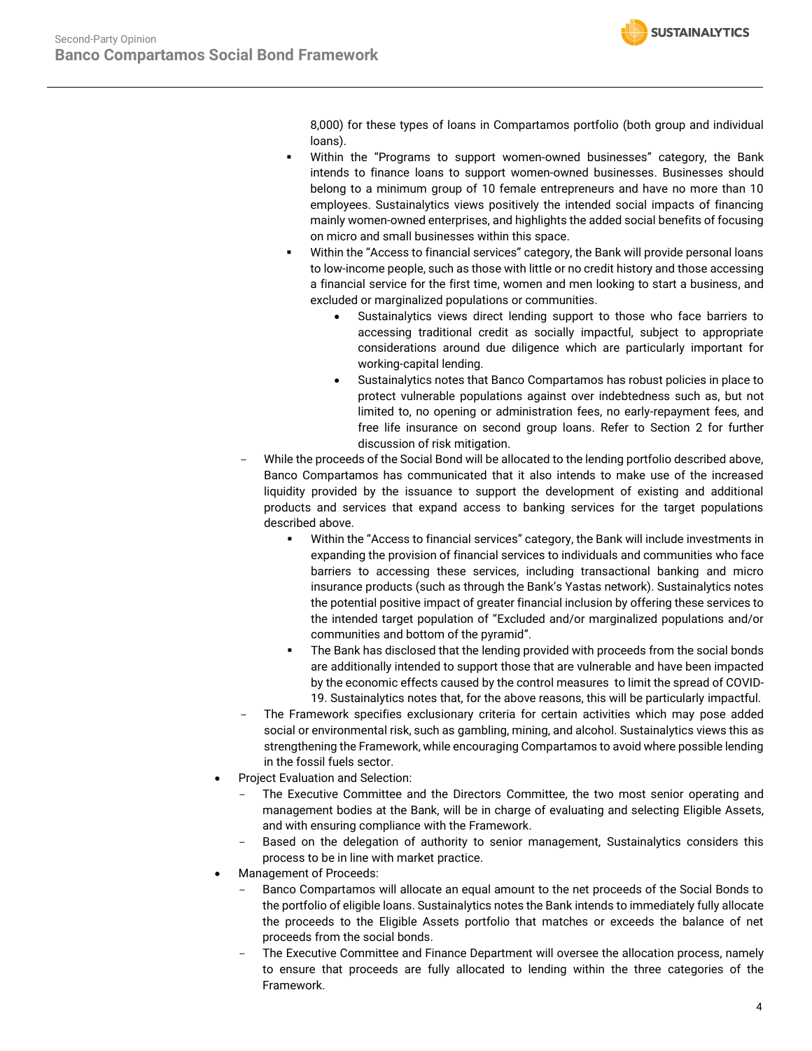8,000) for these types of loans in Compartamos portfolio (both group and individual loans).

- Within the "Programs to support women-owned businesses" category, the Bank intends to finance loans to support women-owned businesses. Businesses should belong to a minimum group of 10 female entrepreneurs and have no more than 10 employees. Sustainalytics views positively the intended social impacts of financing mainly women-owned enterprises, and highlights the added social benefits of focusing on micro and small businesses within this space.
- Within the "Access to financial services" category, the Bank will provide personal loans to low-income people, such as those with little or no credit history and those accessing a financial service for the first time, women and men looking to start a business, and excluded or marginalized populations or communities.
  - Sustainalytics views direct lending support to those who face barriers to accessing traditional credit as socially impactful, subject to appropriate considerations around due diligence which are particularly important for working-capital lending.
  - Sustainalytics notes that Banco Compartamos has robust policies in place to protect vulnerable populations against over indebtedness such as, but not limited to, no opening or administration fees, no early-repayment fees, and free life insurance on second group loans. Refer to Section 2 for further discussion of risk mitigation.

- While the proceeds of the Social Bond will be allocated to the lending portfolio described above, Banco Compartamos has communicated that it also intends to make use of the increased liquidity provided by the issuance to support the development of existing and additional products and services that expand access to banking services for the target populations described above.
  - Within the "Access to financial services" category, the Bank will include investments in expanding the provision of financial services to individuals and communities who face barriers to accessing these services, including transactional banking and micro insurance products (such as through the Bank's Yastas network). Sustainalytics notes the potential positive impact of greater financial inclusion by offering these services to the intended target population of "Excluded and/or marginalized populations and/or communities and bottom of the pyramid".
  - The Bank has disclosed that the lending provided with proceeds from the social bonds are additionally intended to support those that are vulnerable and have been impacted by the economic effects caused by the control measures to limit the spread of COVID-19. Sustainalytics notes that, for the above reasons, this will be particularly impactful.
- The Framework specifies exclusionary criteria for certain activities which may pose added social or environmental risk, such as gambling, mining, and alcohol. Sustainalytics views this as strengthening the Framework, while encouraging Compartamos to avoid where possible lending in the fossil fuels sector.

- Project Evaluation and Selection:
  - The Executive Committee and the Directors Committee, the two most senior operating and management bodies at the Bank, will be in charge of evaluating and selecting Eligible Assets, and with ensuring compliance with the Framework.
  - Based on the delegation of authority to senior management, Sustainalytics considers this process to be in line with market practice.
- Management of Proceeds:
  - Banco Compartamos will allocate an equal amount to the net proceeds of the Social Bonds to the portfolio of eligible loans. Sustainalytics notes the Bank intends to immediately fully allocate the proceeds to the Eligible Assets portfolio that matches or exceeds the balance of net proceeds from the social bonds.
  - The Executive Committee and Finance Department will oversee the allocation process, namely to ensure that proceeds are fully allocated to lending within the three categories of the Framework.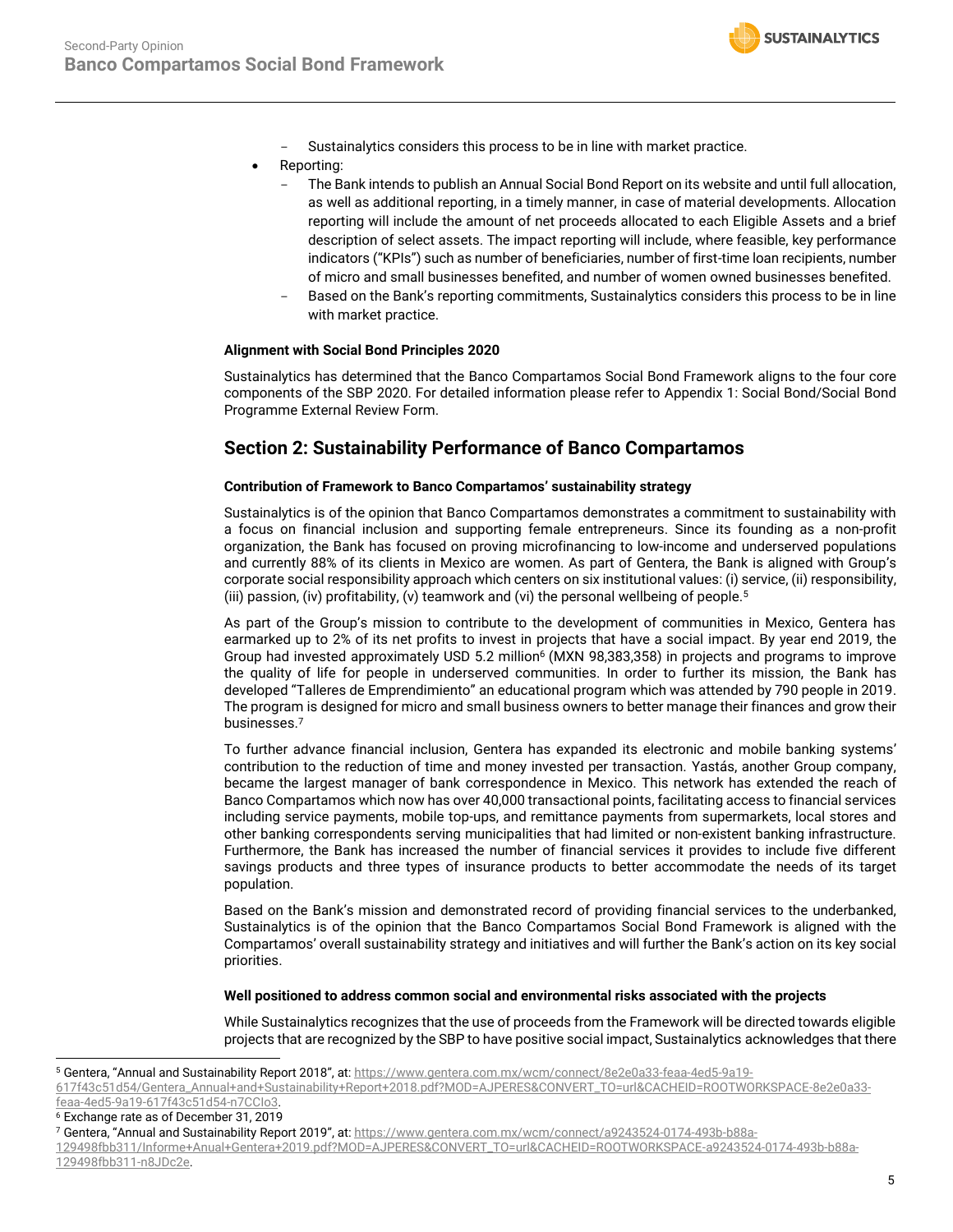- Sustainalytics considers this process to be in line with market practice.

- Reporting:
  - The Bank intends to publish an Annual Social Bond Report on its website and until full allocation, as well as additional reporting, in a timely manner, in case of material developments. Allocation reporting will include the amount of net proceeds allocated to each Eligible Assets and a brief description of select assets. The impact reporting will include, where feasible, key performance indicators ("KPIs") such as number of beneficiaries, number of first-time loan recipients, number of micro and small businesses benefited, and number of women owned businesses benefited.
  - Based on the Bank's reporting commitments, Sustainalytics considers this process to be in line with market practice.

**Alignment with Social Bond Principles 2020**

Sustainalytics has determined that the Banco Compartamos Social Bond Framework aligns to the four core components of the SBP 2020. For detailed information please refer to Appendix 1: Social Bond/Social Bond Programme External Review Form.

## Section 2: Sustainability Performance of Banco Compartamos

**Contribution of Framework to Banco Compartamos' sustainability strategy**

Sustainalytics is of the opinion that Banco Compartamos demonstrates a commitment to sustainability with a focus on financial inclusion and supporting female entrepreneurs. Since its founding as a non-profit organization, the Bank has focused on proving microfinancing to low-income and underserved populations and currently 88% of its clients in Mexico are women. As part of Gentera, the Bank is aligned with Group's corporate social responsibility approach which centers on six institutional values: (i) service, (ii) responsibility, (iii) passion, (iv) profitability, (v) teamwork and (vi) the personal wellbeing of people.[5]

As part of the Group's mission to contribute to the development of communities in Mexico, Gentera has earmarked up to 2% of its net profits to invest in projects that have a social impact. By year end 2019, the Group had invested approximately USD 5.2 million[6] (MXN 98,383,358) in projects and programs to improve the quality of life for people in underserved communities. In order to further its mission, the Bank has developed "Talleres de Emprendimiento" an educational program which was attended by 790 people in 2019. The program is designed for micro and small business owners to better manage their finances and grow their businesses.[7]

To further advance financial inclusion, Gentera has expanded its electronic and mobile banking systems' contribution to the reduction of time and money invested per transaction. Yastás, another Group company, became the largest manager of bank correspondence in Mexico. This network has extended the reach of Banco Compartamos which now has over 40,000 transactional points, facilitating access to financial services including service payments, mobile top-ups, and remittance payments from supermarkets, local stores and other banking correspondents serving municipalities that had limited or non-existent banking infrastructure. Furthermore, the Bank has increased the number of financial services it provides to include five different savings products and three types of insurance products to better accommodate the needs of its target population.

Based on the Bank's mission and demonstrated record of providing financial services to the underbanked, Sustainalytics is of the opinion that the Banco Compartamos Social Bond Framework is aligned with the Compartamos' overall sustainability strategy and initiatives and will further the Bank's action on its key social priorities.

**Well positioned to address common social and environmental risks associated with the projects**

While Sustainalytics recognizes that the use of proceeds from the Framework will be directed towards eligible projects that are recognized by the SBP to have positive social impact, Sustainalytics acknowledges that there

---

[5] Gentera, "Annual and Sustainability Report 2018", at: https://www.gentera.com.mx/wcm/connect/8e2e0a33-feaa-4ed5-9a19-617f43c51d54/Gentera_Annual+and+Sustainability+Report+2018.pdf?MOD=AJPERES&CONVERT_TO=url&CACHEID=ROOTWORKSPACE-8e2e0a33-feaa-4ed5-9a19-617f43c51d54-n7CCIo3.

[6] Exchange rate as of December 31, 2019

[7] Gentera, "Annual and Sustainability Report 2019", at: https://www.gentera.com.mx/wcm/connect/a9243524-0174-493b-b88a-129498fbb311/Informe+Anual+Gentera+2019.pdf?MOD=AJPERES&CONVERT_TO=url&CACHEID=ROOTWORKSPACE-a9243524-0174-493b-b88a-129498fbb311-n8JDc2e.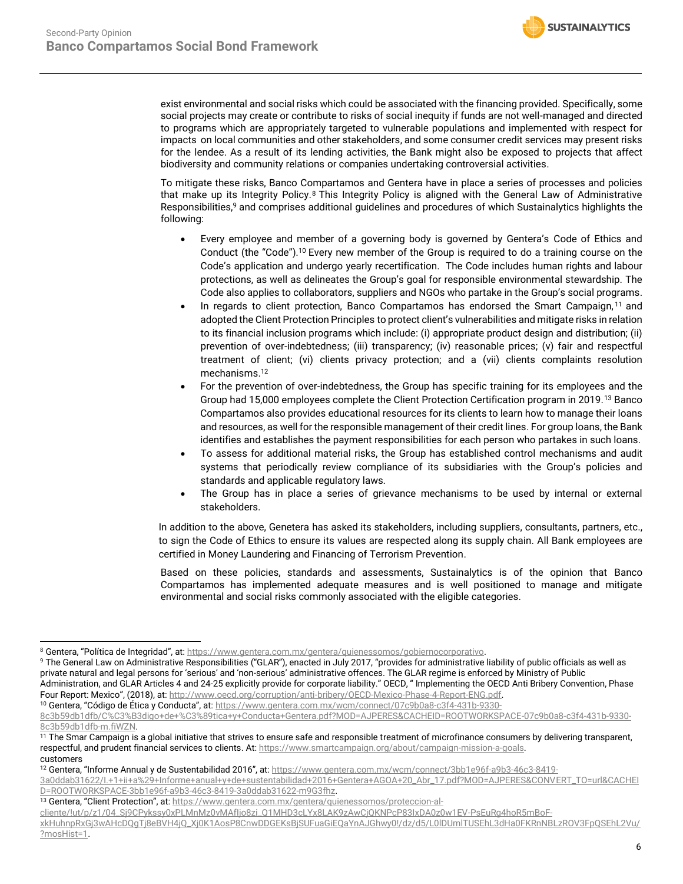exist environmental and social risks which could be associated with the financing provided. Specifically, some social projects may create or contribute to risks of social inequity if funds are not well-managed and directed to programs which are appropriately targeted to vulnerable populations and implemented with respect for impacts on local communities and other stakeholders, and some consumer credit services may present risks for the lendee. As a result of its lending activities, the Bank might also be exposed to projects that affect biodiversity and community relations or companies undertaking controversial activities.

To mitigate these risks, Banco Compartamos and Gentera have in place a series of processes and policies that make up its Integrity Policy.[8] This Integrity Policy is aligned with the General Law of Administrative Responsibilities,[9] and comprises additional guidelines and procedures of which Sustainalytics highlights the following:

- Every employee and member of a governing body is governed by Gentera's Code of Ethics and Conduct (the "Code").[10] Every new member of the Group is required to do a training course on the Code's application and undergo yearly recertification. The Code includes human rights and labour protections, as well as delineates the Group's goal for responsible environmental stewardship. The Code also applies to collaborators, suppliers and NGOs who partake in the Group's social programs.
- In regards to client protection, Banco Compartamos has endorsed the Smart Campaign,[11] and adopted the Client Protection Principles to protect client's vulnerabilities and mitigate risks in relation to its financial inclusion programs which include: (i) appropriate product design and distribution; (ii) prevention of over-indebtedness; (iii) transparency; (iv) reasonable prices; (v) fair and respectful treatment of client; (vi) clients privacy protection; and a (vii) clients complaints resolution mechanisms.[12]
- For the prevention of over-indebtedness, the Group has specific training for its employees and the Group had 15,000 employees complete the Client Protection Certification program in 2019.[13] Banco Compartamos also provides educational resources for its clients to learn how to manage their loans and resources, as well for the responsible management of their credit lines. For group loans, the Bank identifies and establishes the payment responsibilities for each person who partakes in such loans.
- To assess for additional material risks, the Group has established control mechanisms and audit systems that periodically review compliance of its subsidiaries with the Group's policies and standards and applicable regulatory laws.
- The Group has in place a series of grievance mechanisms to be used by internal or external stakeholders.

In addition to the above, Genetera has asked its stakeholders, including suppliers, consultants, partners, etc., to sign the Code of Ethics to ensure its values are respected along its supply chain. All Bank employees are certified in Money Laundering and Financing of Terrorism Prevention.

Based on these policies, standards and assessments, Sustainalytics is of the opinion that Banco Compartamos has implemented adequate measures and is well positioned to manage and mitigate environmental and social risks commonly associated with the eligible categories.

---

[8] Gentera, "Política de Integridad", at: https://www.gentera.com.mx/gentera/quienessomos/gobiernocorporativo.

[9] The General Law on Administrative Responsibilities ("GLAR"), enacted in July 2017, "provides for administrative liability of public officials as well as private natural and legal persons for 'serious' and 'non-serious' administrative offences. The GLAR regime is enforced by Ministry of Public Administration, and GLAR Articles 4 and 24-25 explicitly provide for corporate liability." OECD, " Implementing the OECD Anti Bribery Convention, Phase Four Report: Mexico", (2018), at: http://www.oecd.org/corruption/anti-bribery/OECD-Mexico-Phase-4-Report-ENG.pdf.

[10] Gentera, "Código de Ética y Conducta", at: https://www.gentera.com.mx/wcm/connect/07c9b0a8-c3f4-431b-9330-8c3b59db1dfb/C%C3%B3digo+de+%C3%89tica+y+Conducta+Gentera.pdf?MOD=AJPERES&CACHEID=ROOTWORKSPACE-07c9b0a8-c3f4-431b-9330-8c3b59db1dfb-m.fiWZN.

[11] The Smar Campaign is a global initiative that strives to ensure safe and responsible treatment of microfinance consumers by delivering transparent, respectful, and prudent financial services to clients. At: https://www.smartcampaign.org/about/campaign-mission-a-goals. customers

[12] Gentera, "Informe Annual y de Sustentabilidad 2016", at: https://www.gentera.com.mx/wcm/connect/3bb1e96f-a9b3-46c3-8419-3a0ddab31622/I.+1+ii+a%29+Informe+anual+y+de+sustentabilidad+2016+Gentera+AGOA+20_Abr_17.pdf?MOD=AJPERES&CONVERT_TO=url&CACHEID=ROOTWORKSPACE-3bb1e96f-a9b3-46c3-8419-3a0ddab31622-m9G3fhz.

[13] Gentera, "Client Protection", at: https://www.gentera.com.mx/gentera/quienessomos/proteccion-al-cliente/!ut/p/z1/04_Sj9CPykssy0xPLMnMz0vMAfIjo8zi_Q1MHD3cLYx8LAK9zAwCjQKNPcP83IxDA0z0w1EV-PsEuRg4hoR5mBoF-xkHuhnpRxGj3wAHcDQgTj8eBVH4jQ_Xj0K1AosP8CnwDDGEKsBjSUFuaGiEQaYnAJGhwy0!/dz/d5/L0lDUmlTUSEhL3dHa0FKRnNBLzROV3FpQSEhL2Vu/?mosHist=1.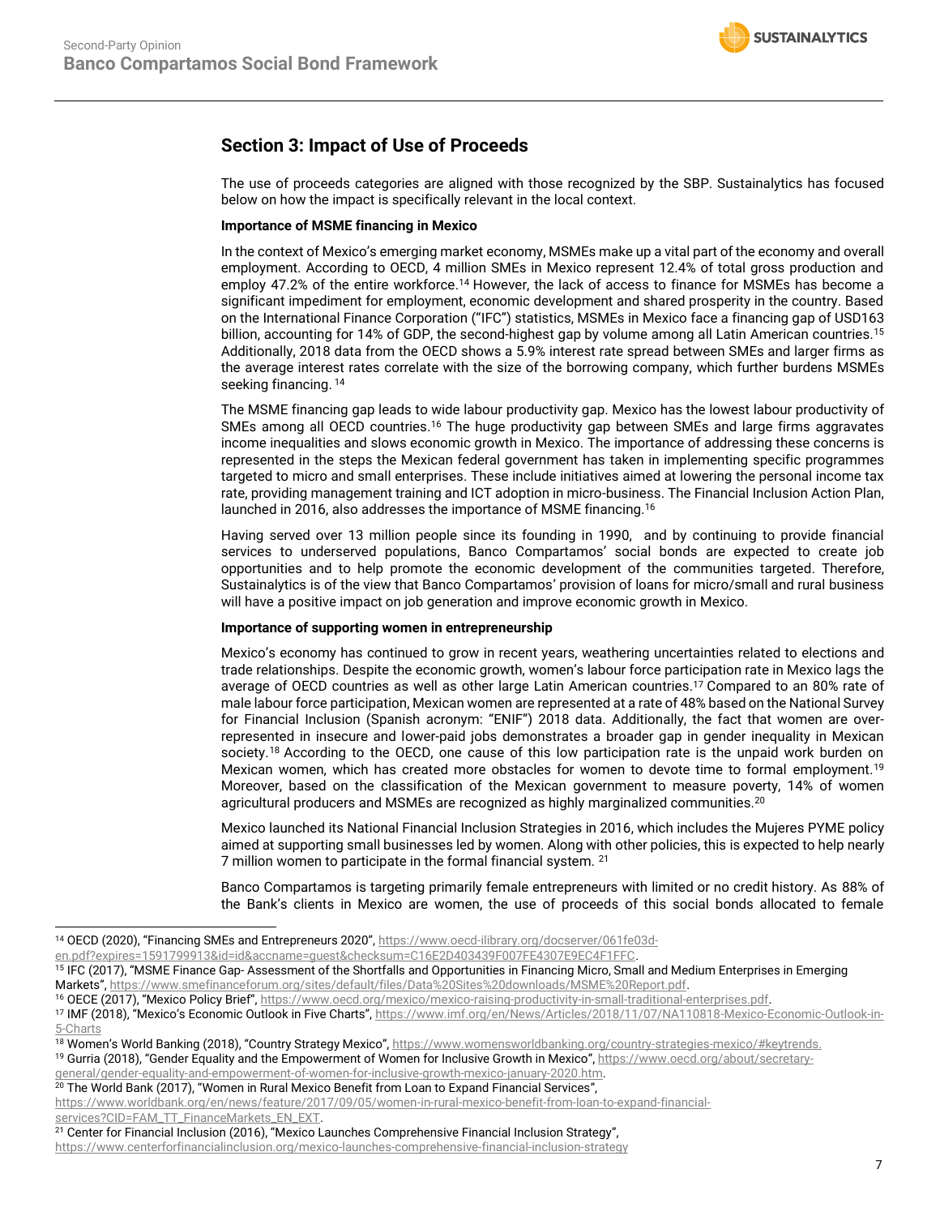## Section 3: Impact of Use of Proceeds

The use of proceeds categories are aligned with those recognized by the SBP. Sustainalytics has focused below on how the impact is specifically relevant in the local context.

**Importance of MSME financing in Mexico**

In the context of Mexico's emerging market economy, MSMEs make up a vital part of the economy and overall employment. According to OECD, 4 million SMEs in Mexico represent 12.4% of total gross production and employ 47.2% of the entire workforce.[14] However, the lack of access to finance for MSMEs has become a significant impediment for employment, economic development and shared prosperity in the country. Based on the International Finance Corporation ("IFC") statistics, MSMEs in Mexico face a financing gap of USD163 billion, accounting for 14% of GDP, the second-highest gap by volume among all Latin American countries.[15] Additionally, 2018 data from the OECD shows a 5.9% interest rate spread between SMEs and larger firms as the average interest rates correlate with the size of the borrowing company, which further burdens MSMEs seeking financing. [14]

The MSME financing gap leads to wide labour productivity gap. Mexico has the lowest labour productivity of SMEs among all OECD countries.[16] The huge productivity gap between SMEs and large firms aggravates income inequalities and slows economic growth in Mexico. The importance of addressing these concerns is represented in the steps the Mexican federal government has taken in implementing specific programmes targeted to micro and small enterprises. These include initiatives aimed at lowering the personal income tax rate, providing management training and ICT adoption in micro-business. The Financial Inclusion Action Plan, launched in 2016, also addresses the importance of MSME financing.[16]

Having served over 13 million people since its founding in 1990, and by continuing to provide financial services to underserved populations, Banco Compartamos' social bonds are expected to create job opportunities and to help promote the economic development of the communities targeted. Therefore, Sustainalytics is of the view that Banco Compartamos' provision of loans for micro/small and rural business will have a positive impact on job generation and improve economic growth in Mexico.

**Importance of supporting women in entrepreneurship**

Mexico's economy has continued to grow in recent years, weathering uncertainties related to elections and trade relationships. Despite the economic growth, women's labour force participation rate in Mexico lags the average of OECD countries as well as other large Latin American countries.[17] Compared to an 80% rate of male labour force participation, Mexican women are represented at a rate of 48% based on the National Survey for Financial Inclusion (Spanish acronym: "ENIF") 2018 data. Additionally, the fact that women are over-represented in insecure and lower-paid jobs demonstrates a broader gap in gender inequality in Mexican society.[18] According to the OECD, one cause of this low participation rate is the unpaid work burden on Mexican women, which has created more obstacles for women to devote time to formal employment.[19] Moreover, based on the classification of the Mexican government to measure poverty, 14% of women agricultural producers and MSMEs are recognized as highly marginalized communities.[20]

Mexico launched its National Financial Inclusion Strategies in 2016, which includes the Mujeres PYME policy aimed at supporting small businesses led by women. Along with other policies, this is expected to help nearly 7 million women to participate in the formal financial system. [21]

Banco Compartamos is targeting primarily female entrepreneurs with limited or no credit history. As 88% of the Bank's clients in Mexico are women, the use of proceeds of this social bonds allocated to female

---

[14] OECD (2020), "Financing SMEs and Entrepreneurs 2020", https://www.oecd-ilibrary.org/docserver/061fe03d-en.pdf?expires=1591799913&id=id&accname=guest&checksum=C16E2D403439F007FE4307E9EC4F1FFC.

[15] IFC (2017), "MSME Finance Gap- Assessment of the Shortfalls and Opportunities in Financing Micro, Small and Medium Enterprises in Emerging Markets", https://www.smefinanceforum.org/sites/default/files/Data%20Sites%20downloads/MSME%20Report.pdf.

[16] OECE (2017), "Mexico Policy Brief", https://www.oecd.org/mexico/mexico-raising-productivity-in-small-traditional-enterprises.pdf.

[17] IMF (2018), "Mexico's Economic Outlook in Five Charts", https://www.imf.org/en/News/Articles/2018/11/07/NA110818-Mexico-Economic-Outlook-in-5-Charts

[18] Women's World Banking (2018), "Country Strategy Mexico", https://www.womensworldbanking.org/country-strategies-mexico/#keytrends.

[19] Gurria (2018), "Gender Equality and the Empowerment of Women for Inclusive Growth in Mexico", https://www.oecd.org/about/secretary-general/gender-equality-and-empowerment-of-women-for-inclusive-growth-mexico-january-2020.htm.

[20] The World Bank (2017), "Women in Rural Mexico Benefit from Loan to Expand Financial Services", https://www.worldbank.org/en/news/feature/2017/09/05/women-in-rural-mexico-benefit-from-loan-to-expand-financial-services?CID=FAM_TT_FinanceMarkets_EN_EXT.

[21] Center for Financial Inclusion (2016), "Mexico Launches Comprehensive Financial Inclusion Strategy", https://www.centerforfinancialinclusion.org/mexico-launches-comprehensive-financial-inclusion-strategy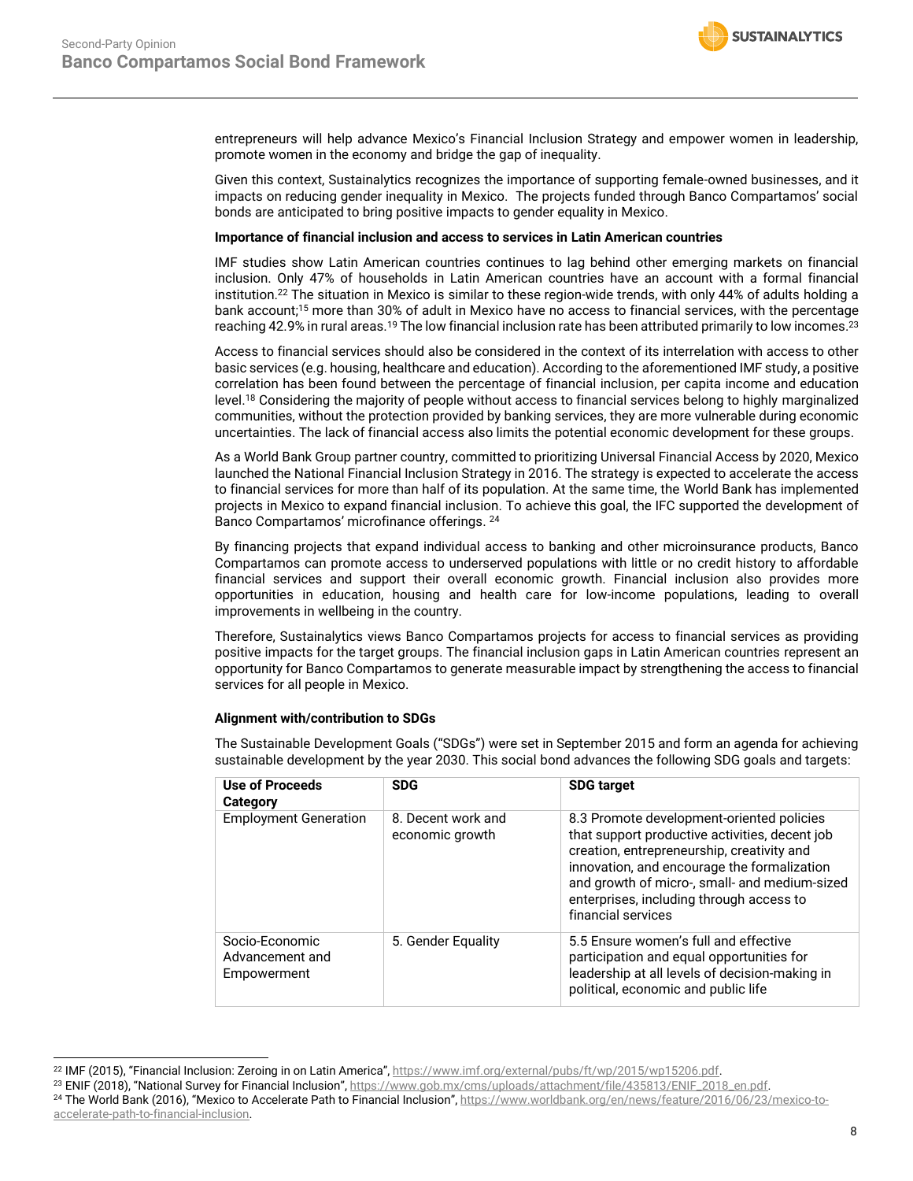entrepreneurs will help advance Mexico's Financial Inclusion Strategy and empower women in leadership, promote women in the economy and bridge the gap of inequality.

Given this context, Sustainalytics recognizes the importance of supporting female-owned businesses, and it impacts on reducing gender inequality in Mexico. The projects funded through Banco Compartamos' social bonds are anticipated to bring positive impacts to gender equality in Mexico.

**Importance of financial inclusion and access to services in Latin American countries**

IMF studies show Latin American countries continues to lag behind other emerging markets on financial inclusion. Only 47% of households in Latin American countries have an account with a formal financial institution.[22] The situation in Mexico is similar to these region-wide trends, with only 44% of adults holding a bank account;[15] more than 30% of adult in Mexico have no access to financial services, with the percentage reaching 42.9% in rural areas.[19] The low financial inclusion rate has been attributed primarily to low incomes.[23]

Access to financial services should also be considered in the context of its interrelation with access to other basic services (e.g. housing, healthcare and education). According to the aforementioned IMF study, a positive correlation has been found between the percentage of financial inclusion, per capita income and education level.[18] Considering the majority of people without access to financial services belong to highly marginalized communities, without the protection provided by banking services, they are more vulnerable during economic uncertainties. The lack of financial access also limits the potential economic development for these groups.

As a World Bank Group partner country, committed to prioritizing Universal Financial Access by 2020, Mexico launched the National Financial Inclusion Strategy in 2016. The strategy is expected to accelerate the access to financial services for more than half of its population. At the same time, the World Bank has implemented projects in Mexico to expand financial inclusion. To achieve this goal, the IFC supported the development of Banco Compartamos' microfinance offerings.[24]

By financing projects that expand individual access to banking and other microinsurance products, Banco Compartamos can promote access to underserved populations with little or no credit history to affordable financial services and support their overall economic growth. Financial inclusion also provides more opportunities in education, housing and health care for low-income populations, leading to overall improvements in wellbeing in the country.

Therefore, Sustainalytics views Banco Compartamos projects for access to financial services as providing positive impacts for the target groups. The financial inclusion gaps in Latin American countries represent an opportunity for Banco Compartamos to generate measurable impact by strengthening the access to financial services for all people in Mexico.

**Alignment with/contribution to SDGs**

The Sustainable Development Goals ("SDGs") were set in September 2015 and form an agenda for achieving sustainable development by the year 2030. This social bond advances the following SDG goals and targets:

| Use of Proceeds Category | SDG | SDG target |
|---|---|---|
| Employment Generation | 8. Decent work and economic growth | 8.3 Promote development-oriented policies that support productive activities, decent job creation, entrepreneurship, creativity and innovation, and encourage the formalization and growth of micro-, small- and medium-sized enterprises, including through access to financial services |
| Socio-Economic Advancement and Empowerment | 5. Gender Equality | 5.5 Ensure women's full and effective participation and equal opportunities for leadership at all levels of decision-making in political, economic and public life |

[22] IMF (2015), "Financial Inclusion: Zeroing in on Latin America", https://www.imf.org/external/pubs/ft/wp/2015/wp15206.pdf.

[23] ENIF (2018), "National Survey for Financial Inclusion", https://www.gob.mx/cms/uploads/attachment/file/435813/ENIF_2018_en.pdf.

[24] The World Bank (2016), "Mexico to Accelerate Path to Financial Inclusion", https://www.worldbank.org/en/news/feature/2016/06/23/mexico-to-accelerate-path-to-financial-inclusion.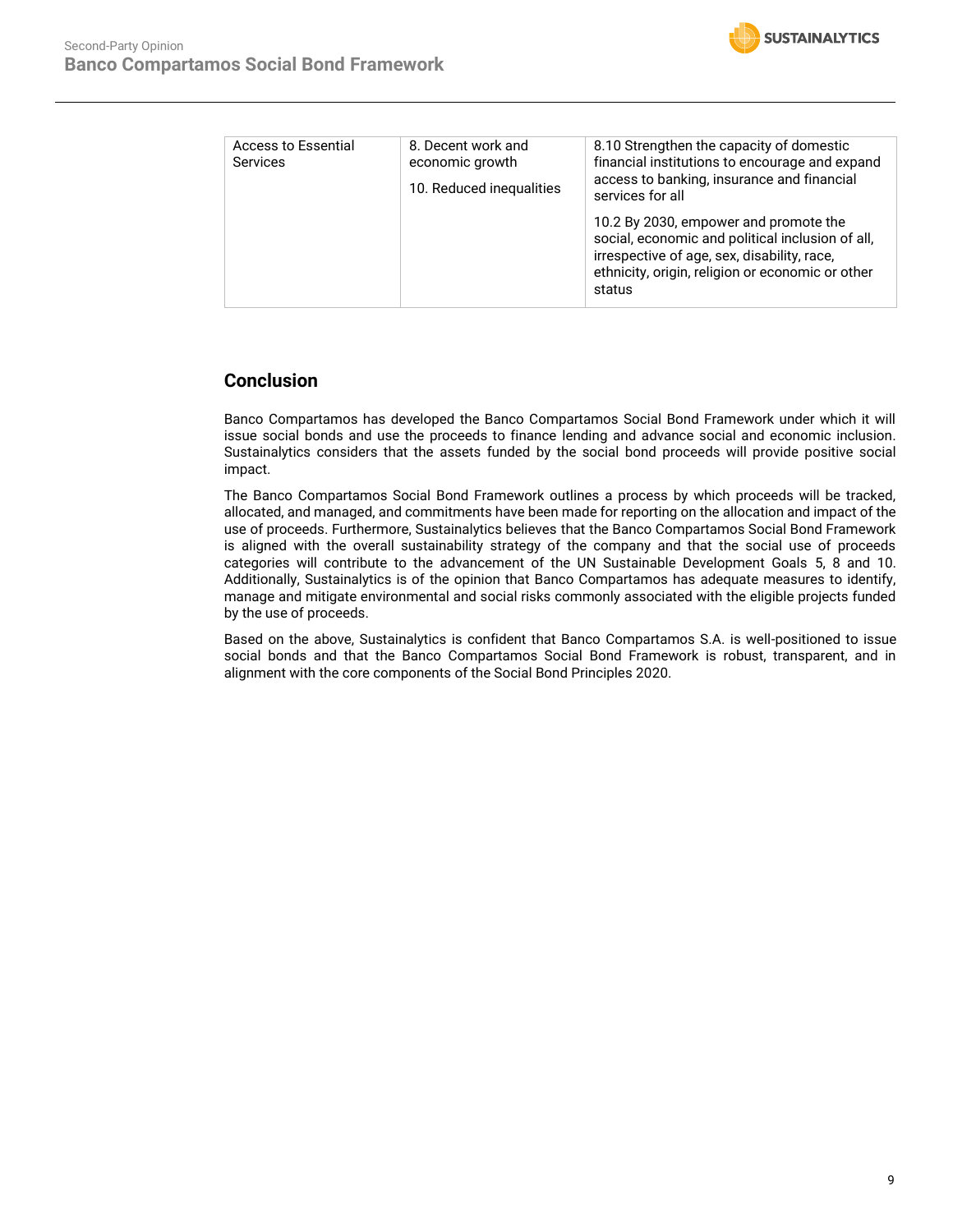| Access to Essential Services | 8. Decent work and economic growth<br><br>10. Reduced inequalities | 8.10 Strengthen the capacity of domestic financial institutions to encourage and expand access to banking, insurance and financial services for all<br><br>10.2 By 2030, empower and promote the social, economic and political inclusion of all, irrespective of age, sex, disability, race, ethnicity, origin, religion or economic or other status |
|---|---|---|

## Conclusion

Banco Compartamos has developed the Banco Compartamos Social Bond Framework under which it will issue social bonds and use the proceeds to finance lending and advance social and economic inclusion. Sustainalytics considers that the assets funded by the social bond proceeds will provide positive social impact.

The Banco Compartamos Social Bond Framework outlines a process by which proceeds will be tracked, allocated, and managed, and commitments have been made for reporting on the allocation and impact of the use of proceeds. Furthermore, Sustainalytics believes that the Banco Compartamos Social Bond Framework is aligned with the overall sustainability strategy of the company and that the social use of proceeds categories will contribute to the advancement of the UN Sustainable Development Goals 5, 8 and 10. Additionally, Sustainalytics is of the opinion that Banco Compartamos has adequate measures to identify, manage and mitigate environmental and social risks commonly associated with the eligible projects funded by the use of proceeds.

Based on the above, Sustainalytics is confident that Banco Compartamos S.A. is well-positioned to issue social bonds and that the Banco Compartamos Social Bond Framework is robust, transparent, and in alignment with the core components of the Social Bond Principles 2020.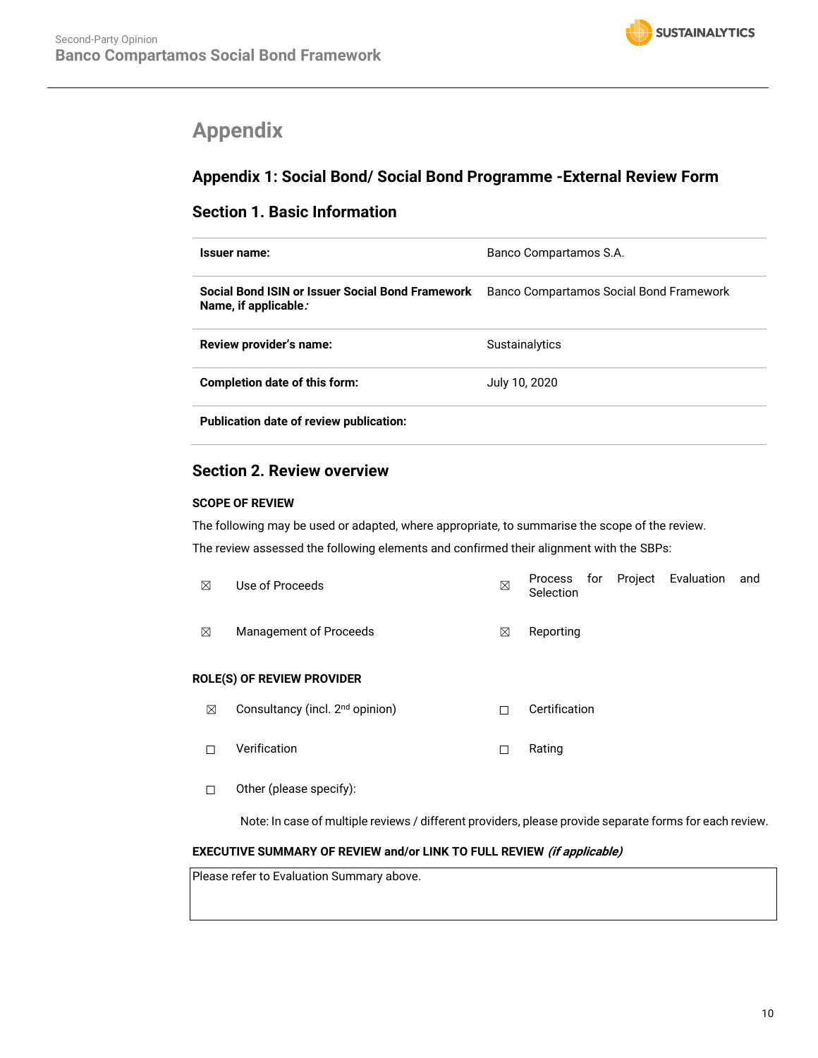# Appendix

## Appendix 1: Social Bond/ Social Bond Programme -External Review Form

### Section 1. Basic Information

| | |
|---|---|
| **Issuer name:** | Banco Compartamos S.A. |
| **Social Bond ISIN or Issuer Social Bond Framework Name, if applicable:** | Banco Compartamos Social Bond Framework |
| **Review provider's name:** | Sustainalytics |
| **Completion date of this form:** | July 10, 2020 |
| **Publication date of review publication:** | |

### Section 2. Review overview

**SCOPE OF REVIEW**

The following may be used or adapted, where appropriate, to summarise the scope of the review.

The review assessed the following elements and confirmed their alignment with the SBPs:

| | | | |
|---|---|---|---|
| ☒ | Use of Proceeds | ☒ | Process for Project Evaluation and Selection |
| ☒ | Management of Proceeds | ☒ | Reporting |

**ROLE(S) OF REVIEW PROVIDER**

| | | | |
|---|---|---|---|
| ☒ | Consultancy (incl. 2nd opinion) | ☐ | Certification |
| ☐ | Verification | ☐ | Rating |
| ☐ | Other (please specify): | | |

Note: In case of multiple reviews / different providers, please provide separate forms for each review.

**EXECUTIVE SUMMARY OF REVIEW and/or LINK TO FULL REVIEW** ***(if applicable)***

Please refer to Evaluation Summary above.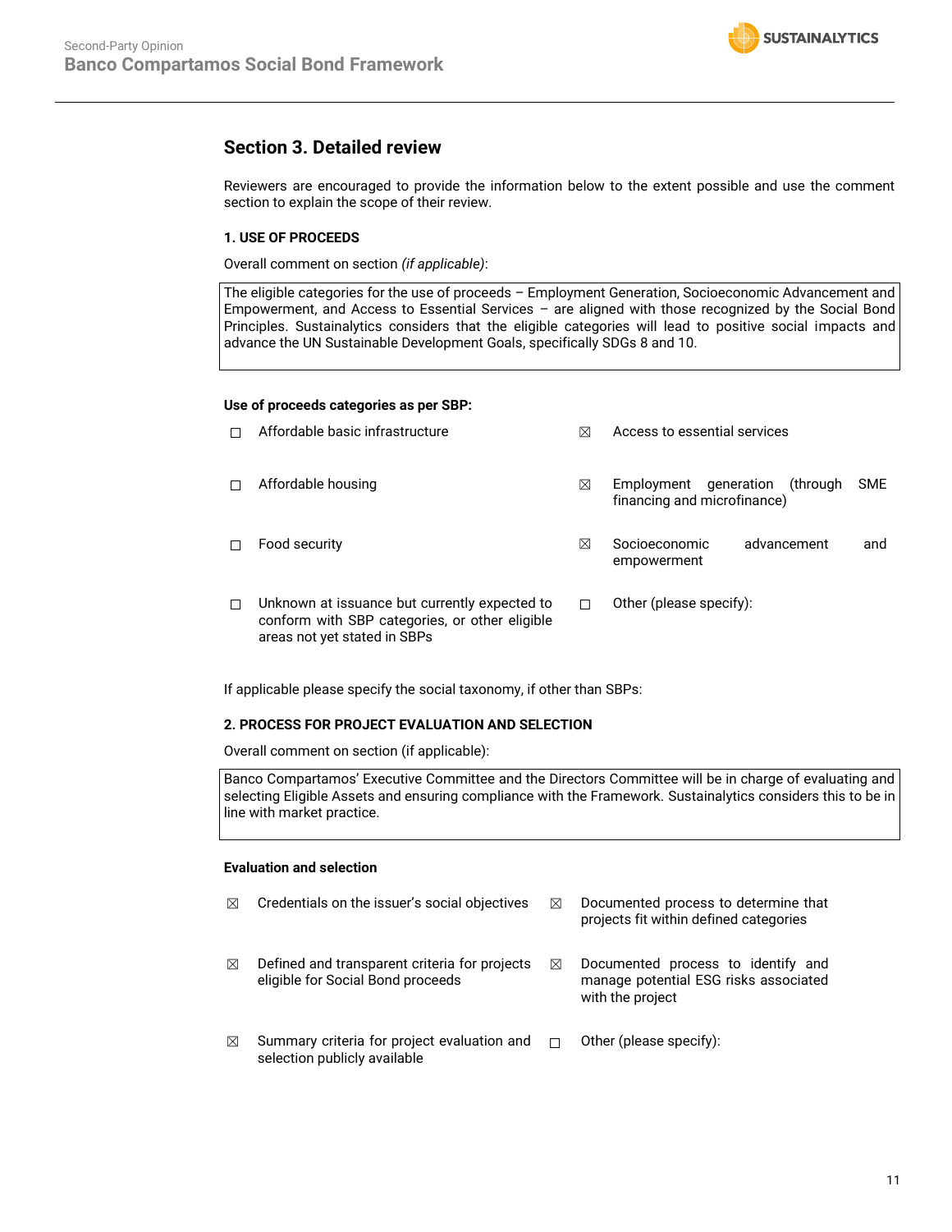## Section 3. Detailed review

Reviewers are encouraged to provide the information below to the extent possible and use the comment section to explain the scope of their review.

### 1. USE OF PROCEEDS

Overall comment on section *(if applicable)*:

| The eligible categories for the use of proceeds – Employment Generation, Socioeconomic Advancement and Empowerment, and Access to Essential Services – are aligned with those recognized by the Social Bond Principles. Sustainalytics considers that the eligible categories will lead to positive social impacts and advance the UN Sustainable Development Goals, specifically SDGs 8 and 10. |
|---|

**Use of proceeds categories as per SBP:**

- ☐ Affordable basic infrastructure
- ☒ Access to essential services
- ☐ Affordable housing
- ☒ Employment generation (through SME financing and microfinance)
- ☐ Food security
- ☒ Socioeconomic advancement and empowerment
- ☐ Unknown at issuance but currently expected to conform with SBP categories, or other eligible areas not yet stated in SBPs
- ☐ Other (please specify):

If applicable please specify the social taxonomy, if other than SBPs:

### 2. PROCESS FOR PROJECT EVALUATION AND SELECTION

Overall comment on section (if applicable):

| Banco Compartamos' Executive Committee and the Directors Committee will be in charge of evaluating and selecting Eligible Assets and ensuring compliance with the Framework. Sustainalytics considers this to be in line with market practice. |
|---|

**Evaluation and selection**

- ☒ Credentials on the issuer's social objectives
- ☒ Documented process to determine that projects fit within defined categories
- ☒ Defined and transparent criteria for projects eligible for Social Bond proceeds
- ☒ Documented process to identify and manage potential ESG risks associated with the project
- ☒ Summary criteria for project evaluation and selection publicly available
- ☐ Other (please specify):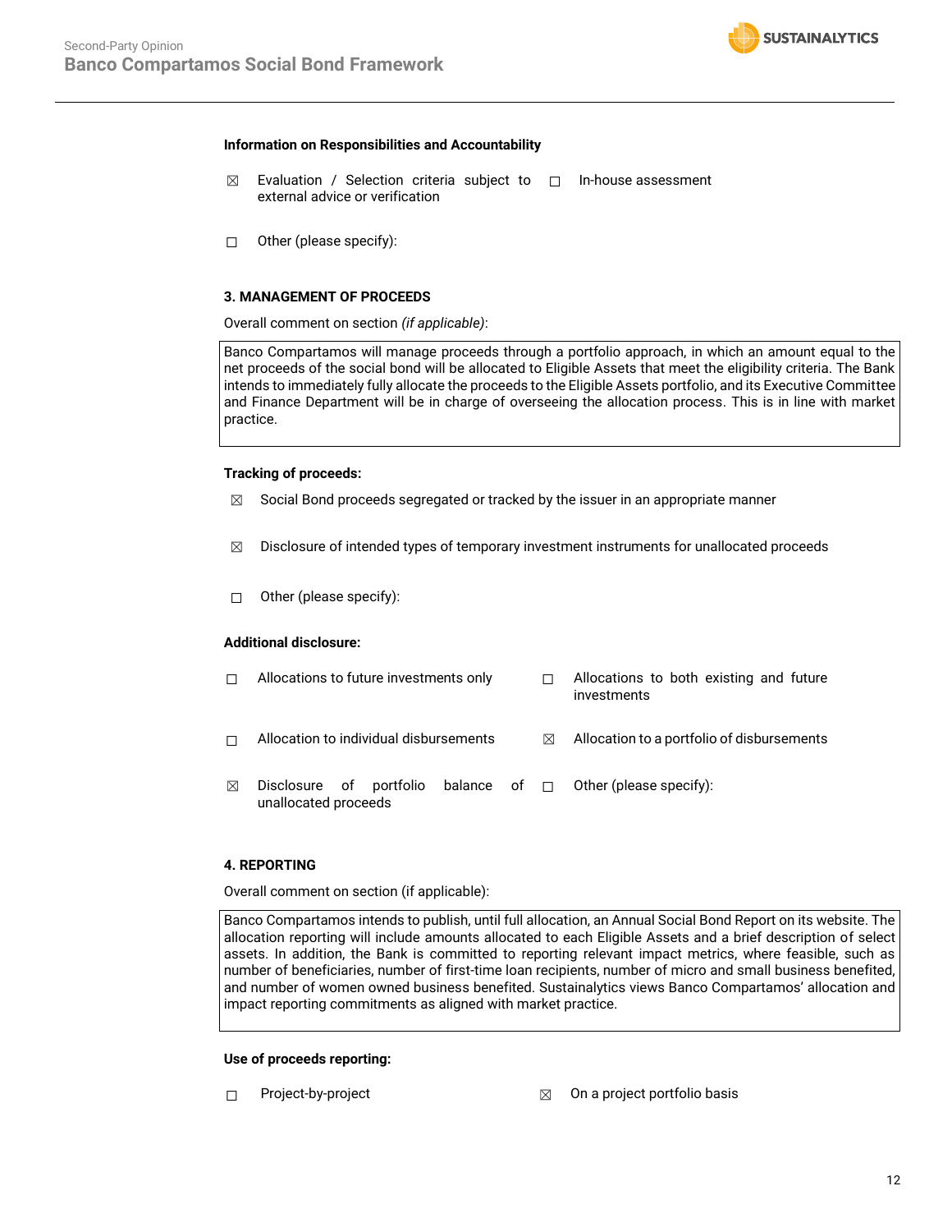**Information on Responsibilities and Accountability**

☒ Evaluation / Selection criteria subject to external advice or verification

☐ In-house assessment

☐ Other (please specify):

**3. MANAGEMENT OF PROCEEDS**

Overall comment on section *(if applicable)*:

Banco Compartamos will manage proceeds through a portfolio approach, in which an amount equal to the net proceeds of the social bond will be allocated to Eligible Assets that meet the eligibility criteria. The Bank intends to immediately fully allocate the proceeds to the Eligible Assets portfolio, and its Executive Committee and Finance Department will be in charge of overseeing the allocation process. This is in line with market practice.

**Tracking of proceeds:**

☒ Social Bond proceeds segregated or tracked by the issuer in an appropriate manner

☒ Disclosure of intended types of temporary investment instruments for unallocated proceeds

☐ Other (please specify):

**Additional disclosure:**

☐ Allocations to future investments only

☐ Allocations to both existing and future investments

☐ Allocation to individual disbursements

☒ Allocation to a portfolio of disbursements

☒ Disclosure of portfolio balance of unallocated proceeds

☐ Other (please specify):

**4. REPORTING**

Overall comment on section (if applicable):

Banco Compartamos intends to publish, until full allocation, an Annual Social Bond Report on its website. The allocation reporting will include amounts allocated to each Eligible Assets and a brief description of select assets. In addition, the Bank is committed to reporting relevant impact metrics, where feasible, such as number of beneficiaries, number of first-time loan recipients, number of micro and small business benefited, and number of women owned business benefited. Sustainalytics views Banco Compartamos' allocation and impact reporting commitments as aligned with market practice.

**Use of proceeds reporting:**

☐ Project-by-project

☒ On a project portfolio basis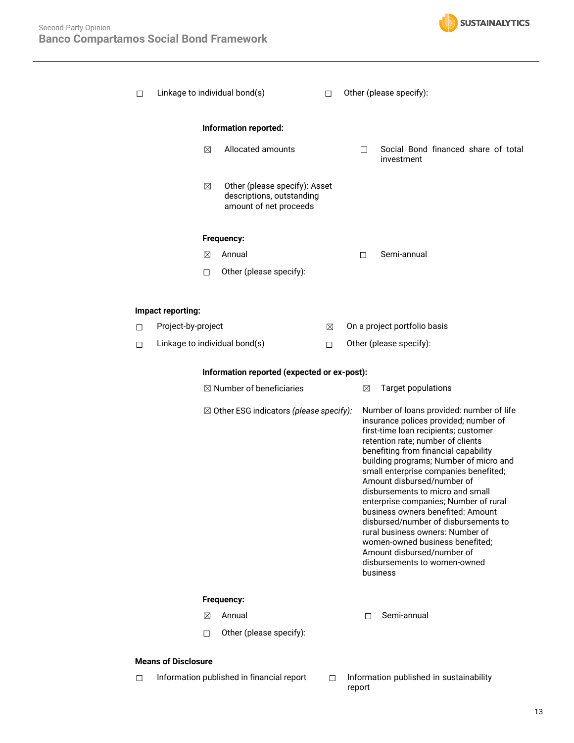☐ Linkage to individual bond(s) ☐ Other (please specify):

**Information reported:**

☒ Allocated amounts ☐ Social Bond financed share of total investment

☒ Other (please specify): Asset descriptions, outstanding amount of net proceeds

**Frequency:**

☒ Annual ☐ Semi-annual

☐ Other (please specify):

**Impact reporting:**

☐ Project-by-project ☒ On a project portfolio basis

☐ Linkage to individual bond(s) ☐ Other (please specify):

**Information reported (expected or ex-post):**

☒ Number of beneficiaries ☒ Target populations

☒ Other ESG indicators *(please specify)*: Number of loans provided: number of life insurance polices provided; number of first-time loan recipients; customer retention rate; number of clients benefiting from financial capability building programs; Number of micro and small enterprise companies benefited; Amount disbursed/number of disbursements to micro and small enterprise companies; Number of rural business owners benefited: Amount disbursed/number of disbursements to rural business owners: Number of women-owned business benefited; Amount disbursed/number of disbursements to women-owned business

**Frequency:**

☒ Annual ☐ Semi-annual

☐ Other (please specify):

**Means of Disclosure**

☐ Information published in financial report ☐ Information published in sustainability report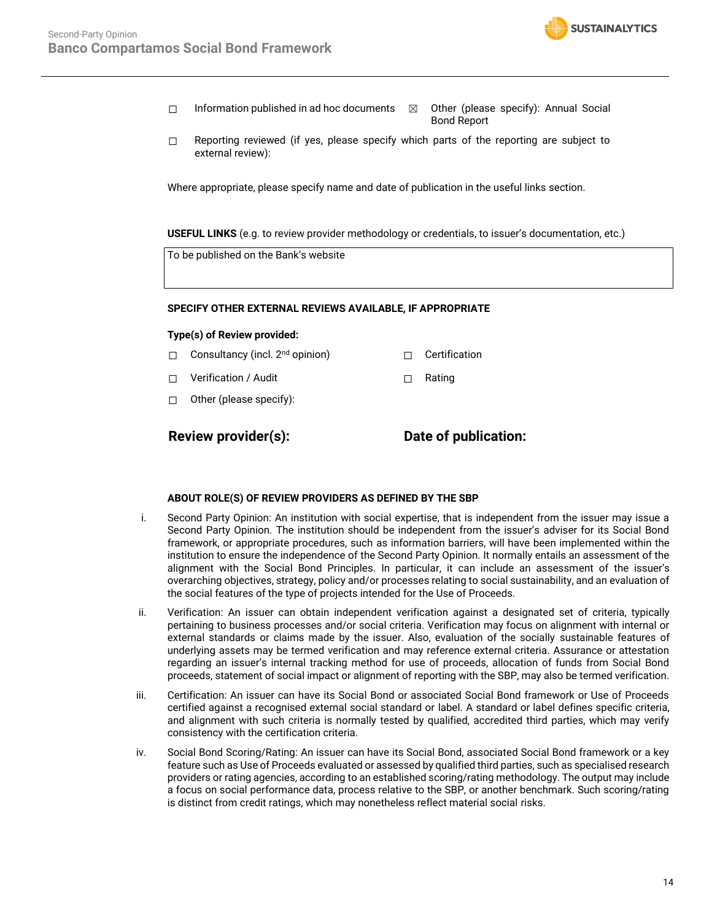☐ Information published in ad hoc documents ☒ Other (please specify): Annual Social Bond Report

☐ Reporting reviewed (if yes, please specify which parts of the reporting are subject to external review):

Where appropriate, please specify name and date of publication in the useful links section.

**USEFUL LINKS** (e.g. to review provider methodology or credentials, to issuer's documentation, etc.)

| To be published on the Bank's website |
|---|

**SPECIFY OTHER EXTERNAL REVIEWS AVAILABLE, IF APPROPRIATE**

**Type(s) of Review provided:**

☐ Consultancy (incl. 2nd opinion) ☐ Certification

☐ Verification / Audit ☐ Rating

☐ Other (please specify):

**Review provider(s):** **Date of publication:**

**ABOUT ROLE(S) OF REVIEW PROVIDERS AS DEFINED BY THE SBP**

i. Second Party Opinion: An institution with social expertise, that is independent from the issuer may issue a Second Party Opinion. The institution should be independent from the issuer's adviser for its Social Bond framework, or appropriate procedures, such as information barriers, will have been implemented within the institution to ensure the independence of the Second Party Opinion. It normally entails an assessment of the alignment with the Social Bond Principles. In particular, it can include an assessment of the issuer's overarching objectives, strategy, policy and/or processes relating to social sustainability, and an evaluation of the social features of the type of projects intended for the Use of Proceeds.

ii. Verification: An issuer can obtain independent verification against a designated set of criteria, typically pertaining to business processes and/or social criteria. Verification may focus on alignment with internal or external standards or claims made by the issuer. Also, evaluation of the socially sustainable features of underlying assets may be termed verification and may reference external criteria. Assurance or attestation regarding an issuer's internal tracking method for use of proceeds, allocation of funds from Social Bond proceeds, statement of social impact or alignment of reporting with the SBP, may also be termed verification.

iii. Certification: An issuer can have its Social Bond or associated Social Bond framework or Use of Proceeds certified against a recognised external social standard or label. A standard or label defines specific criteria, and alignment with such criteria is normally tested by qualified, accredited third parties, which may verify consistency with the certification criteria.

iv. Social Bond Scoring/Rating: An issuer can have its Social Bond, associated Social Bond framework or a key feature such as Use of Proceeds evaluated or assessed by qualified third parties, such as specialised research providers or rating agencies, according to an established scoring/rating methodology. The output may include a focus on social performance data, process relative to the SBP, or another benchmark. Such scoring/rating is distinct from credit ratings, which may nonetheless reflect material social risks.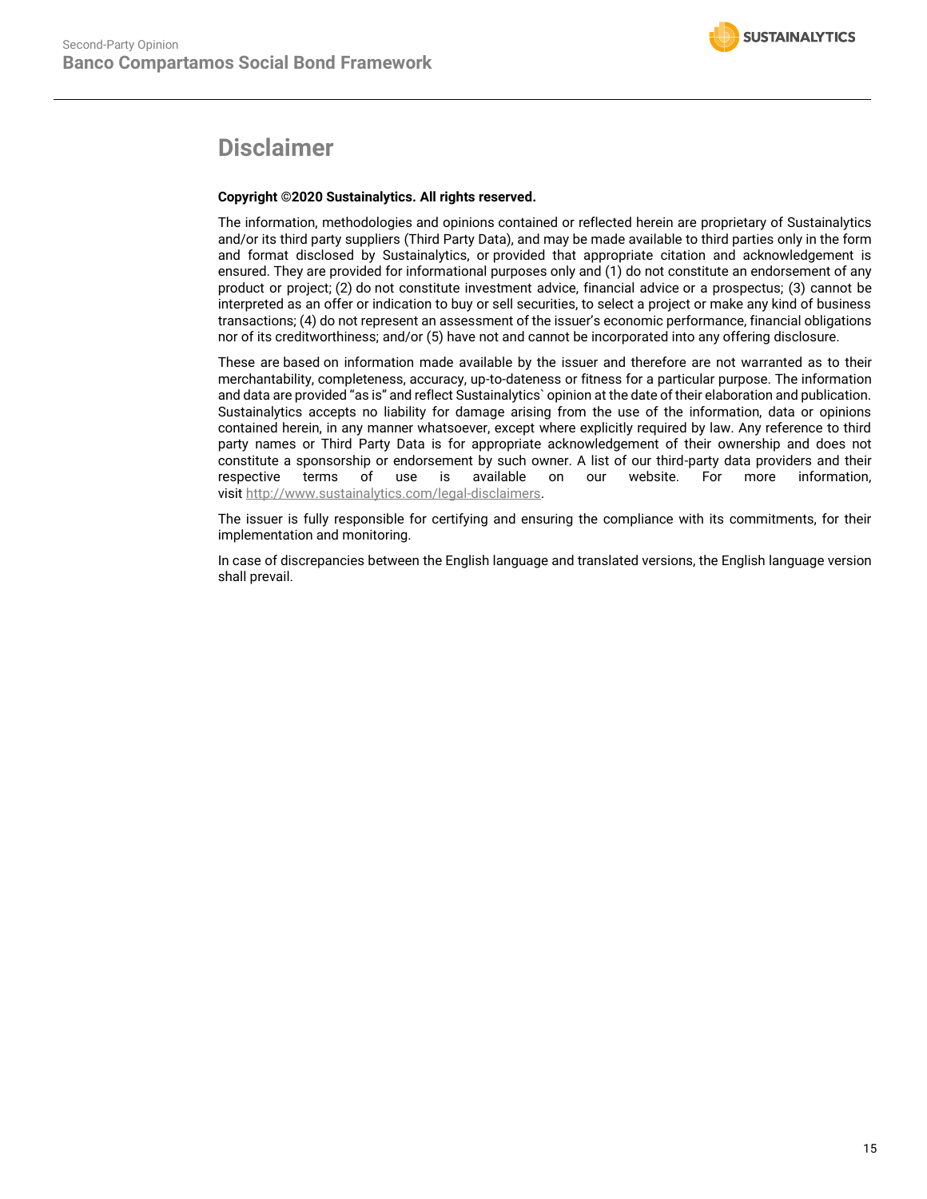# Disclaimer

**Copyright ©2020 Sustainalytics. All rights reserved.**

The information, methodologies and opinions contained or reflected herein are proprietary of Sustainalytics and/or its third party suppliers (Third Party Data), and may be made available to third parties only in the form and format disclosed by Sustainalytics, or provided that appropriate citation and acknowledgement is ensured. They are provided for informational purposes only and (1) do not constitute an endorsement of any product or project; (2) do not constitute investment advice, financial advice or a prospectus; (3) cannot be interpreted as an offer or indication to buy or sell securities, to select a project or make any kind of business transactions; (4) do not represent an assessment of the issuer's economic performance, financial obligations nor of its creditworthiness; and/or (5) have not and cannot be incorporated into any offering disclosure.

These are based on information made available by the issuer and therefore are not warranted as to their merchantability, completeness, accuracy, up-to-dateness or fitness for a particular purpose. The information and data are provided "as is" and reflect Sustainalytics` opinion at the date of their elaboration and publication. Sustainalytics accepts no liability for damage arising from the use of the information, data or opinions contained herein, in any manner whatsoever, except where explicitly required by law. Any reference to third party names or Third Party Data is for appropriate acknowledgement of their ownership and does not constitute a sponsorship or endorsement by such owner. A list of our third-party data providers and their respective terms of use is available on our website. For more information, visit http://www.sustainalytics.com/legal-disclaimers.

The issuer is fully responsible for certifying and ensuring the compliance with its commitments, for their implementation and monitoring.

In case of discrepancies between the English language and translated versions, the English language version shall prevail.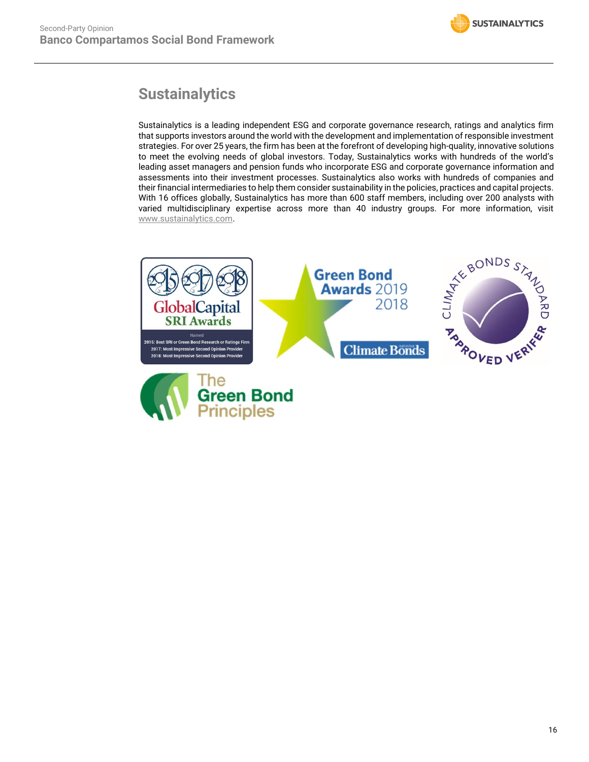# Sustainalytics

Sustainalytics is a leading independent ESG and corporate governance research, ratings and analytics firm that supports investors around the world with the development and implementation of responsible investment strategies. For over 25 years, the firm has been at the forefront of developing high-quality, innovative solutions to meet the evolving needs of global investors. Today, Sustainalytics works with hundreds of the world's leading asset managers and pension funds who incorporate ESG and corporate governance information and assessments into their investment processes. Sustainalytics also works with hundreds of companies and their financial intermediaries to help them consider sustainability in the policies, practices and capital projects. With 16 offices globally, Sustainalytics has more than 600 staff members, including over 200 analysts with varied multidisciplinary expertise across more than 40 industry groups. For more information, visit www.sustainalytics.com.